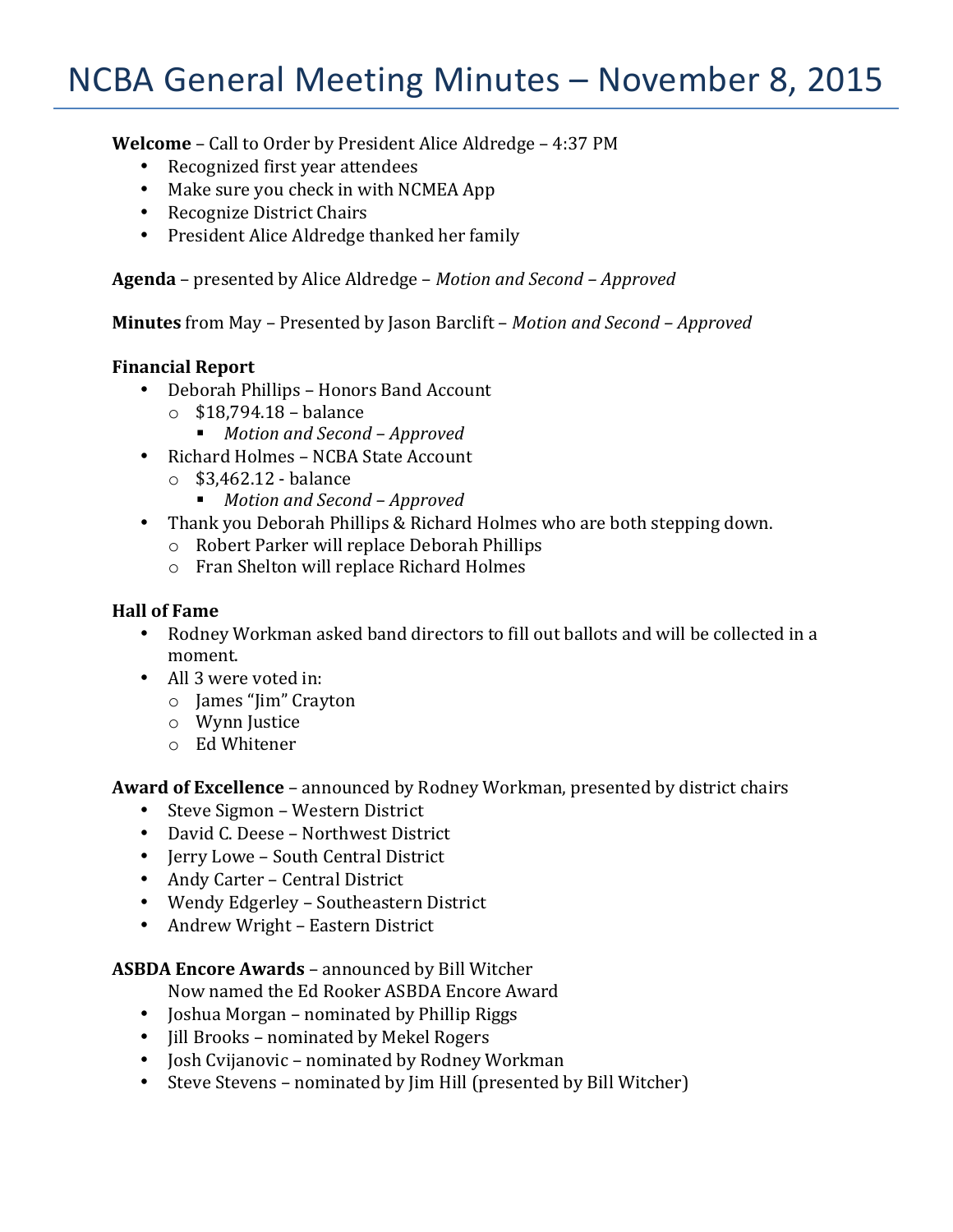# NCBA General Meeting Minutes – November 8, 2015

**Welcome** – Call to Order by President Alice Aldredge – 4:37 PM

- Recognized first year attendees
- Make sure you check in with NCMEA App
- Recognize District Chairs
- President Alice Aldredge thanked her family

**Agenda** – presented by Alice Aldredge – *Motion and Second – Approved*

**Minutes** from May – Presented by Jason Barclift – *Motion and Second – Approved*

**Financial Report**

- Deborah Phillips – Honors Band Account
  - $18,794.18 – balance
    - *Motion and Second – Approved*
- Richard Holmes – NCBA State Account
  - $3,462.12 - balance
    - *Motion and Second – Approved*
- Thank you Deborah Phillips & Richard Holmes who are both stepping down.
  - Robert Parker will replace Deborah Phillips
  - Fran Shelton will replace Richard Holmes

**Hall of Fame**

- Rodney Workman asked band directors to fill out ballots and will be collected in a moment.
- All 3 were voted in:
  - James "Jim" Crayton
  - Wynn Justice
  - Ed Whitener

**Award of Excellence** – announced by Rodney Workman, presented by district chairs

- Steve Sigmon – Western District
- David C. Deese – Northwest District
- Jerry Lowe – South Central District
- Andy Carter – Central District
- Wendy Edgerley – Southeastern District
- Andrew Wright – Eastern District

**ASBDA Encore Awards** – announced by Bill Witcher

Now named the Ed Rooker ASBDA Encore Award

- Joshua Morgan – nominated by Phillip Riggs
- Jill Brooks – nominated by Mekel Rogers
- Josh Cvijanovic – nominated by Rodney Workman
- Steve Stevens – nominated by Jim Hill (presented by Bill Witcher)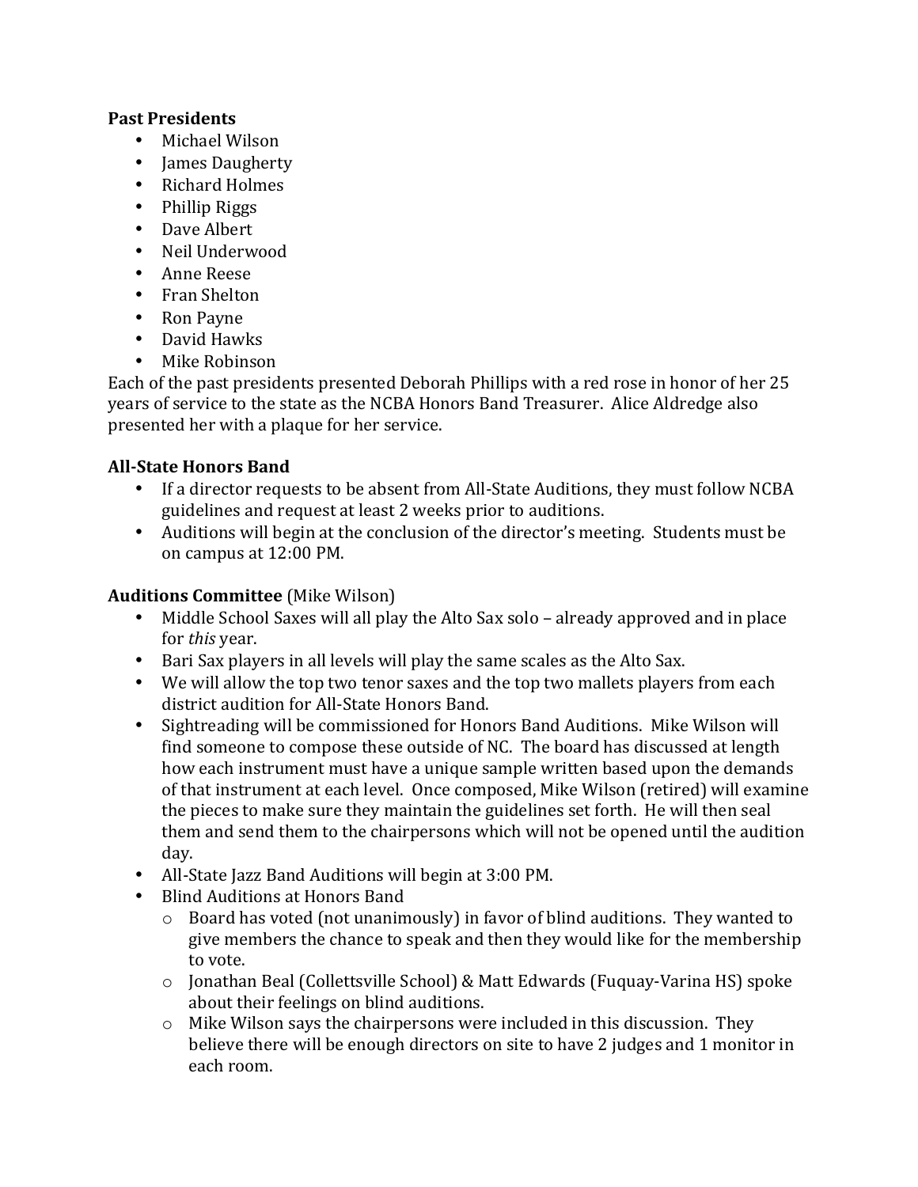**Past Presidents**

- Michael Wilson
- James Daugherty
- Richard Holmes
- Phillip Riggs
- Dave Albert
- Neil Underwood
- Anne Reese
- Fran Shelton
- Ron Payne
- David Hawks
- Mike Robinson

Each of the past presidents presented Deborah Phillips with a red rose in honor of her 25 years of service to the state as the NCBA Honors Band Treasurer. Alice Aldredge also presented her with a plaque for her service.

**All-State Honors Band**

- If a director requests to be absent from All-State Auditions, they must follow NCBA guidelines and request at least 2 weeks prior to auditions.
- Auditions will begin at the conclusion of the director's meeting. Students must be on campus at 12:00 PM.

**Auditions Committee** (Mike Wilson)

- Middle School Saxes will all play the Alto Sax solo – already approved and in place for *this* year.
- Bari Sax players in all levels will play the same scales as the Alto Sax.
- We will allow the top two tenor saxes and the top two mallets players from each district audition for All-State Honors Band.
- Sightreading will be commissioned for Honors Band Auditions. Mike Wilson will find someone to compose these outside of NC. The board has discussed at length how each instrument must have a unique sample written based upon the demands of that instrument at each level. Once composed, Mike Wilson (retired) will examine the pieces to make sure they maintain the guidelines set forth. He will then seal them and send them to the chairpersons which will not be opened until the audition day.
- All-State Jazz Band Auditions will begin at 3:00 PM.
- Blind Auditions at Honors Band
  - Board has voted (not unanimously) in favor of blind auditions. They wanted to give members the chance to speak and then they would like for the membership to vote.
  - Jonathan Beal (Collettsville School) & Matt Edwards (Fuquay-Varina HS) spoke about their feelings on blind auditions.
  - Mike Wilson says the chairpersons were included in this discussion. They believe there will be enough directors on site to have 2 judges and 1 monitor in each room.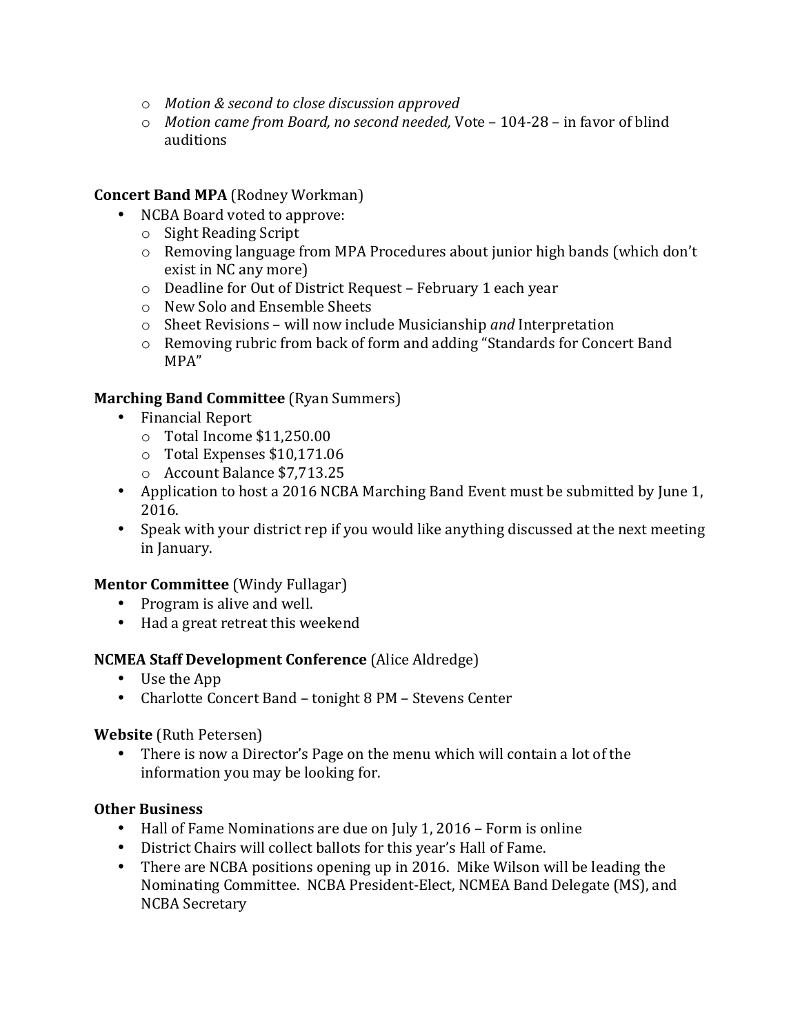- *Motion & second to close discussion approved*
- *Motion came from Board, no second needed,* Vote – 104-28 – in favor of blind auditions

**Concert Band MPA** (Rodney Workman)

- NCBA Board voted to approve:
  - Sight Reading Script
  - Removing language from MPA Procedures about junior high bands (which don't exist in NC any more)
  - Deadline for Out of District Request – February 1 each year
  - New Solo and Ensemble Sheets
  - Sheet Revisions – will now include Musicianship *and* Interpretation
  - Removing rubric from back of form and adding "Standards for Concert Band MPA"

**Marching Band Committee** (Ryan Summers)

- Financial Report
  - Total Income $11,250.00
  - Total Expenses $10,171.06
  - Account Balance $7,713.25
- Application to host a 2016 NCBA Marching Band Event must be submitted by June 1, 2016.
- Speak with your district rep if you would like anything discussed at the next meeting in January.

**Mentor Committee** (Windy Fullagar)

- Program is alive and well.
- Had a great retreat this weekend

**NCMEA Staff Development Conference** (Alice Aldredge)

- Use the App
- Charlotte Concert Band – tonight 8 PM – Stevens Center

**Website** (Ruth Petersen)

- There is now a Director's Page on the menu which will contain a lot of the information you may be looking for.

**Other Business**

- Hall of Fame Nominations are due on July 1, 2016 – Form is online
- District Chairs will collect ballots for this year's Hall of Fame.
- There are NCBA positions opening up in 2016. Mike Wilson will be leading the Nominating Committee. NCBA President-Elect, NCMEA Band Delegate (MS), and NCBA Secretary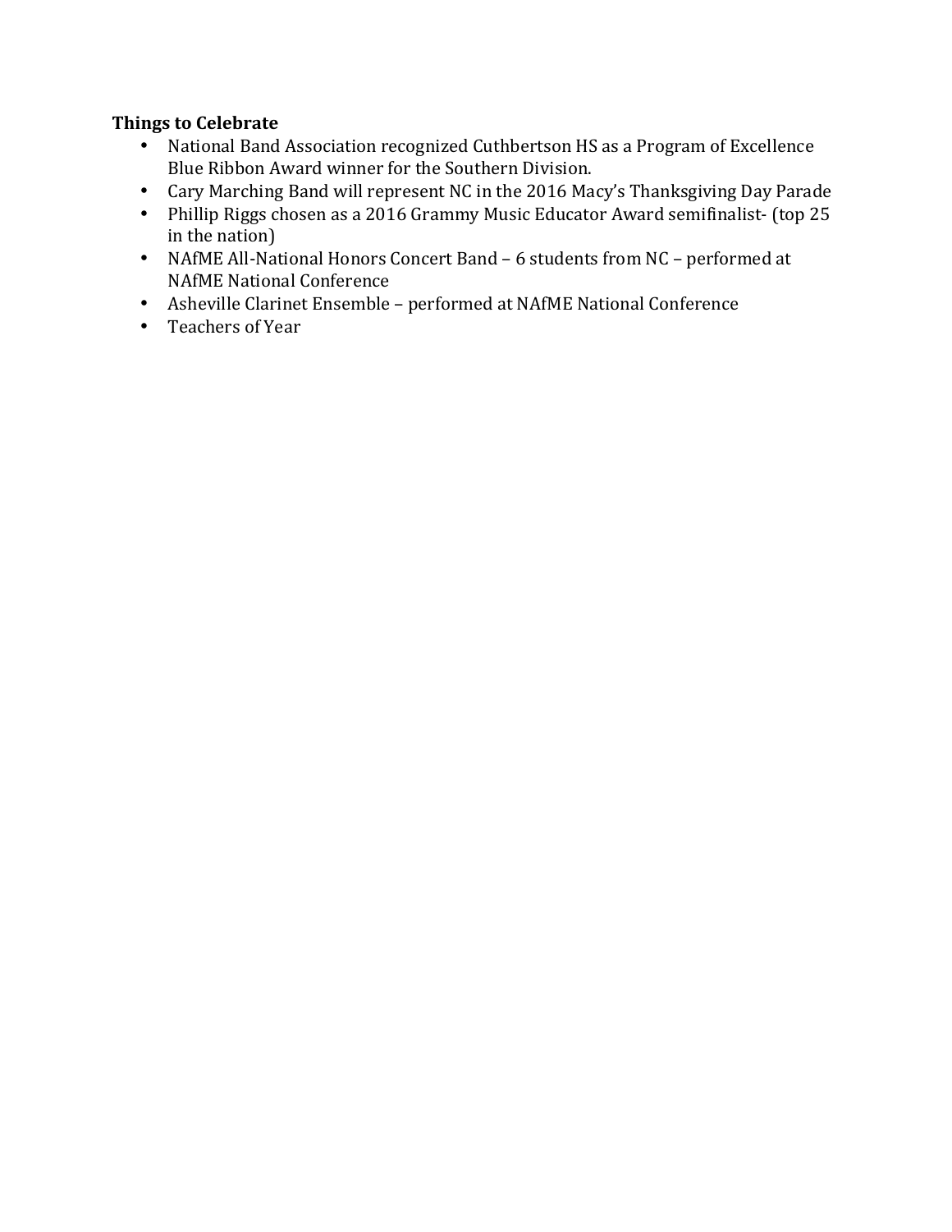**Things to Celebrate**

- National Band Association recognized Cuthbertson HS as a Program of Excellence Blue Ribbon Award winner for the Southern Division.
- Cary Marching Band will represent NC in the 2016 Macy's Thanksgiving Day Parade
- Phillip Riggs chosen as a 2016 Grammy Music Educator Award semifinalist- (top 25 in the nation)
- NAfME All-National Honors Concert Band – 6 students from NC – performed at NAfME National Conference
- Asheville Clarinet Ensemble – performed at NAfME National Conference
- Teachers of Year